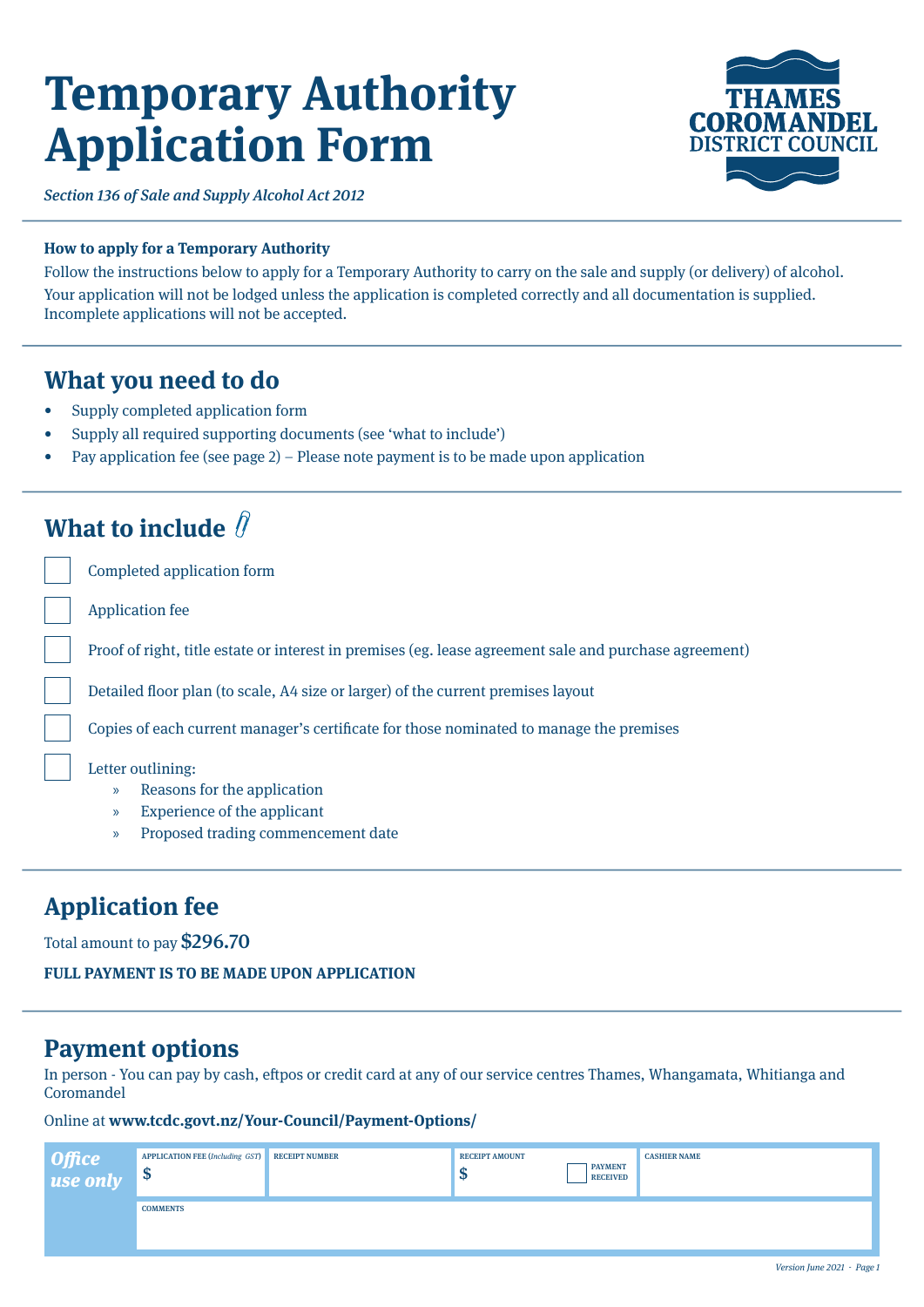# Temporary Authority Application Form

*Section 136 of Sale and Supply Alcohol Act 2012*

THAMES COROMANDEL DISTRICT COUNCIL

**How to apply for a Temporary Authority**

Follow the instructions below to apply for a Temporary Authority to carry on the sale and supply (or delivery) of alcohol.
Your application will not be lodged unless the application is completed correctly and all documentation is supplied.
Incomplete applications will not be accepted.

## What you need to do

- Supply completed application form
- Supply all required supporting documents (see 'what to include')
- Pay application fee (see page 2) – Please note payment is to be made upon application

## What to include

- [ ] Completed application form
- [ ] Application fee
- [ ] Proof of right, title estate or interest in premises (eg. lease agreement sale and purchase agreement)
- [ ] Detailed floor plan (to scale, A4 size or larger) of the current premises layout
- [ ] Copies of each current manager's certificate for those nominated to manage the premises
- [ ] Letter outlining:
  - » Reasons for the application
  - » Experience of the applicant
  - » Proposed trading commencement date

## Application fee

Total amount to pay **$296.70**

**FULL PAYMENT IS TO BE MADE UPON APPLICATION**

## Payment options

In person - You can pay by cash, eftpos or credit card at any of our service centres Thames, Whangamata, Whitianga and Coromandel

Online at **www.tcdc.govt.nz/Your-Council/Payment-Options/**

| ***Office use only*** | APPLICATION FEE (*Including GST*) | RECEIPT NUMBER | RECEIPT AMOUNT | CASHIER NAME |
|---|---|---|---|---|
| | $ | | $ ☐ PAYMENT RECEIVED | |
| | COMMENTS | | | |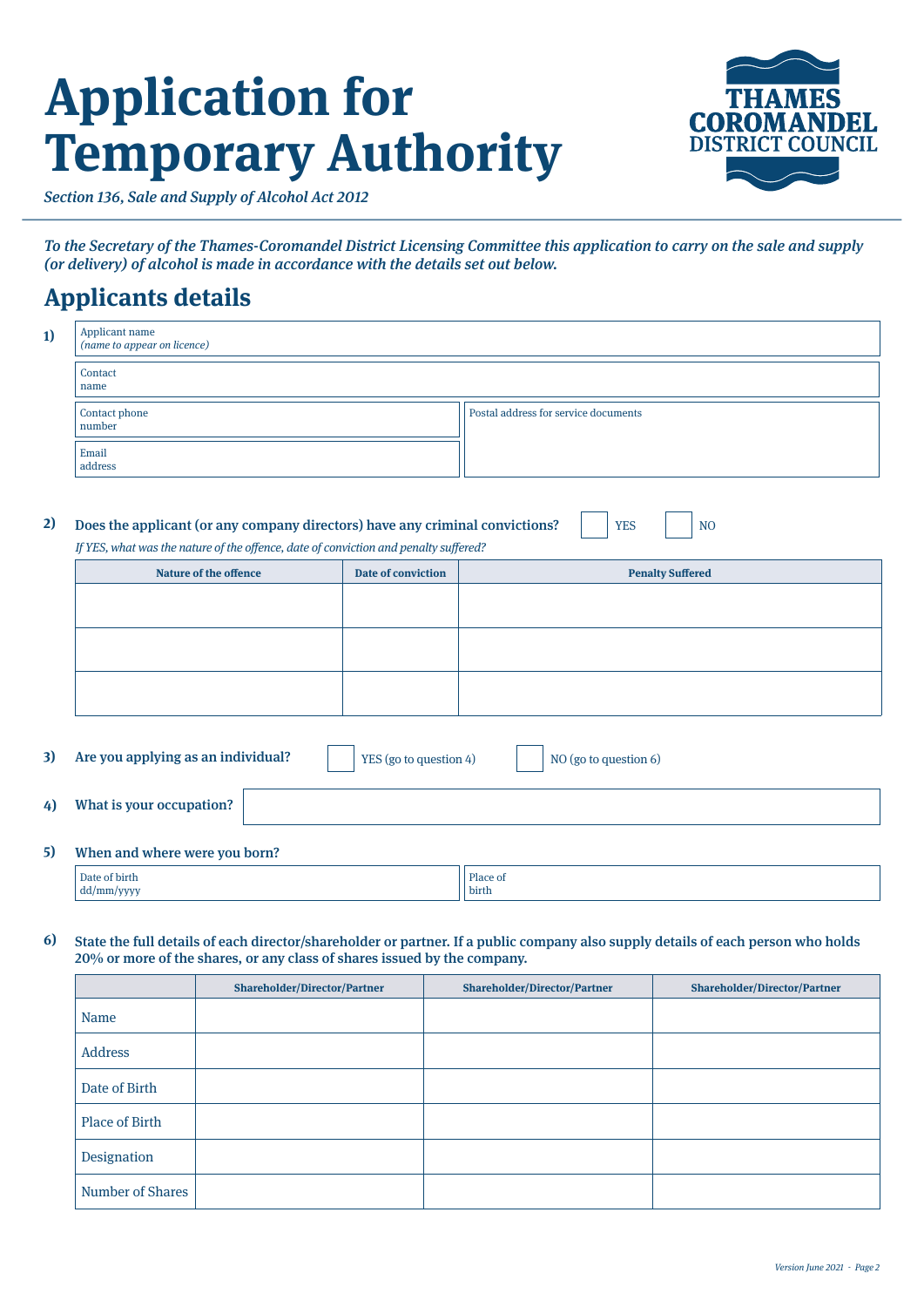# Application for Temporary Authority

*Section 136, Sale and Supply of Alcohol Act 2012*

THAMES COROMANDEL DISTRICT COUNCIL

*To the Secretary of the Thames-Coromandel District Licensing Committee this application to carry on the sale and supply (or delivery) of alcohol is made in accordance with the details set out below.*

## Applicants details

**1)**

| | |
|---|---|
| Applicant name *(name to appear on licence)* | |
| Contact name | |
| Contact phone number | Postal address for service documents |
| Email address | |

**2) Does the applicant (or any company directors) have any criminal convictions?** ☐ YES ☐ NO

*If YES, what was the nature of the offence, date of conviction and penalty suffered?*

| Nature of the offence | Date of conviction | Penalty Suffered |
|---|---|---|
| | | |
| | | |
| | | |

**3) Are you applying as an individual?** ☐ YES (go to question 4) ☐ NO (go to question 6)

**4) What is your occupation?**

**5) When and where were you born?**

| Date of birth dd/mm/yyyy | Place of birth |
|---|---|
| | |

**6) State the full details of each director/shareholder or partner. If a public company also supply details of each person who holds 20% or more of the shares, or any class of shares issued by the company.**

| | Shareholder/Director/Partner | Shareholder/Director/Partner | Shareholder/Director/Partner |
|---|---|---|---|
| Name | | | |
| Address | | | |
| Date of Birth | | | |
| Place of Birth | | | |
| Designation | | | |
| Number of Shares | | | |

Version June 2021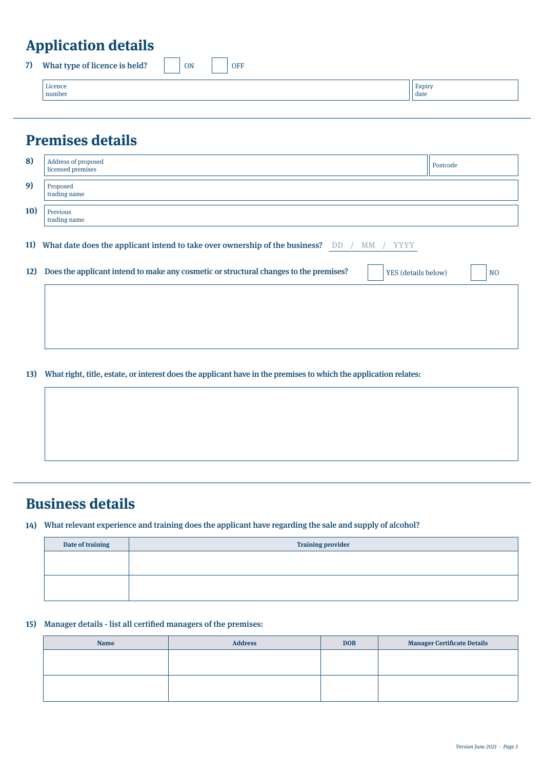## Application details

**7)** **What type of licence is held?** ☐ ON ☐ OFF

| Licence number | Expiry date |
|---|---|
| | |

## Premises details

**8)**

| Address of proposed licensed premises | Postcode |
|---|---|
| | |

**9)** Proposed trading name

**10)** Previous trading name

**11)** **What date does the applicant intend to take over ownership of the business?** DD / MM / YYYY

**12)** **Does the applicant intend to make any cosmetic or structural changes to the premises?** ☐ YES (details below) ☐ NO

**13)** **What right, title, estate, or interest does the applicant have in the premises to which the application relates:**

## Business details

**14)** **What relevant experience and training does the applicant have regarding the sale and supply of alcohol?**

| Date of training | Training provider |
|---|---|
| | |
| | |

**15)** **Manager details - list all certified managers of the premises:**

| Name | Address | DOB | Manager Certificate Details |
|---|---|---|---|
| | | | |
| | | | |

*Version June 2021*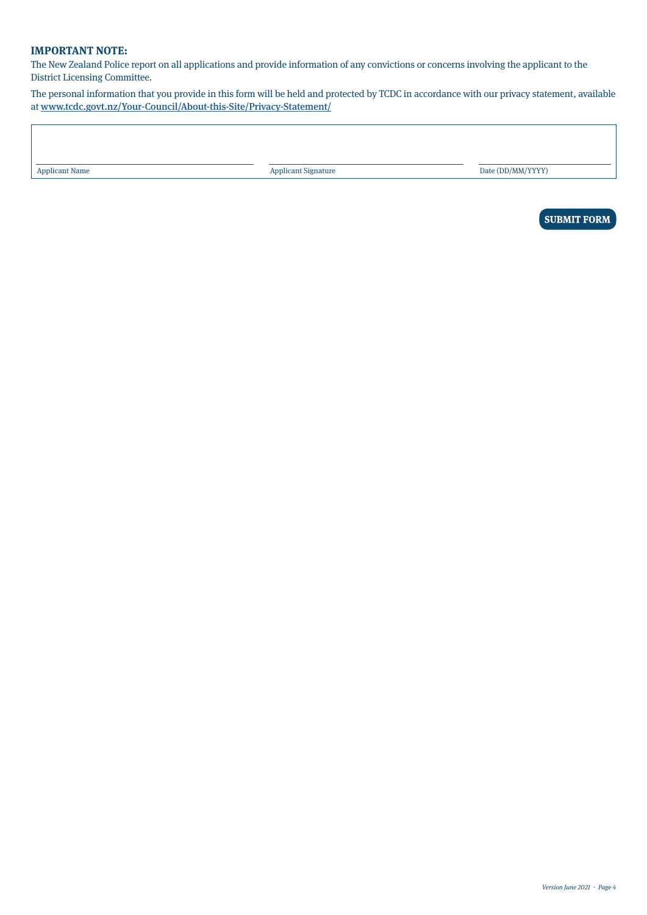**IMPORTANT NOTE:**

The New Zealand Police report on all applications and provide information of any convictions or concerns involving the applicant to the District Licensing Committee.

The personal information that you provide in this form will be held and protected by TCDC in accordance with our privacy statement, available at www.tcdc.govt.nz/Your-Council/About-this-Site/Privacy-Statement/

| | | |
|---|---|---|
| Applicant Name | Applicant Signature | Date (DD/MM/YYYY) |

**SUBMIT FORM**

*Version June 2021*